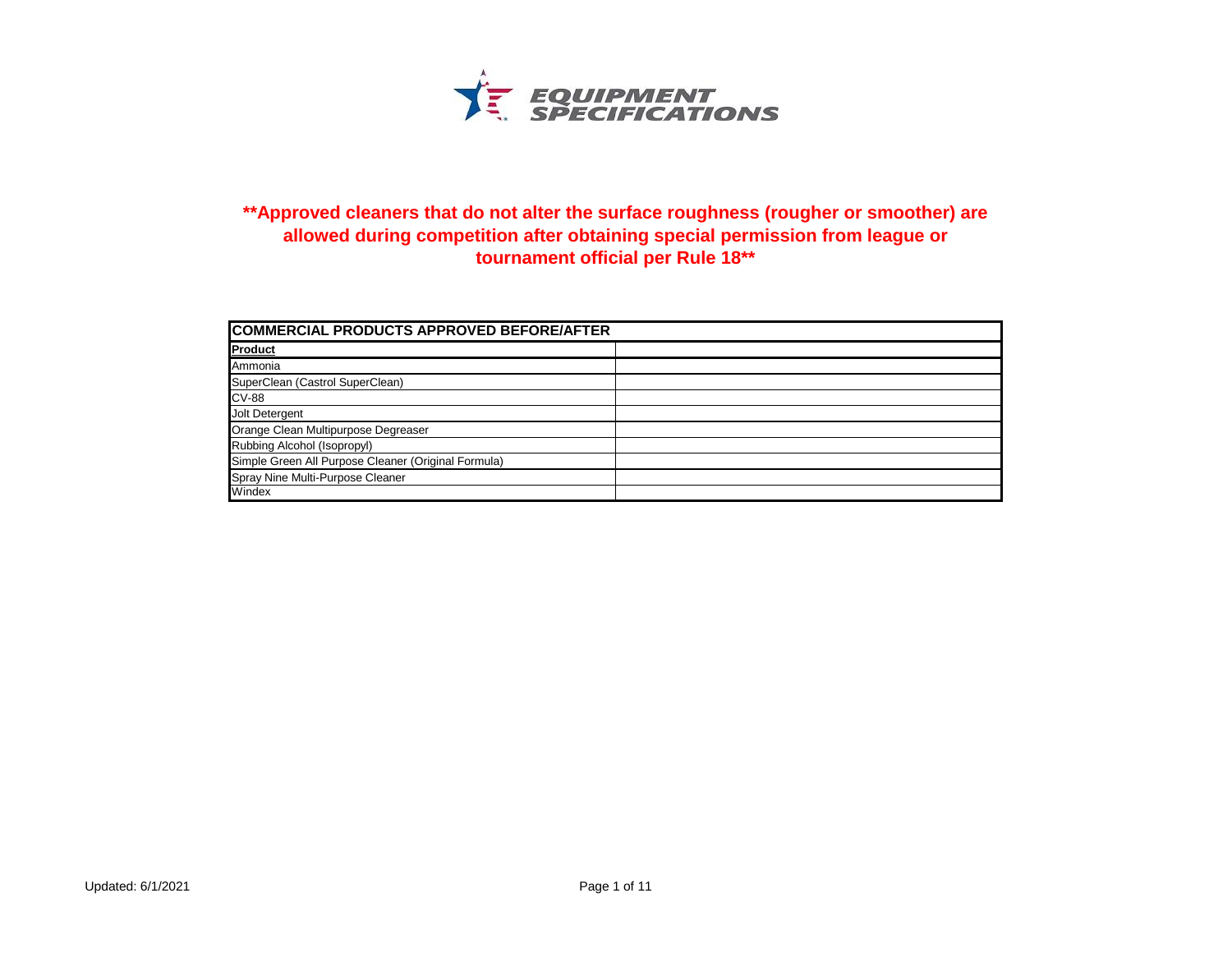# EQUIPMENT SPECIFICATIONS

**\*\*Approved cleaners that do not alter the surface roughness (rougher or smoother) are allowed during competition after obtaining special permission from league or tournament official per Rule 18\*\***

| COMMERCIAL PRODUCTS APPROVED BEFORE/AFTER | |
|---|---|
| **Product** | |
| Ammonia | |
| SuperClean (Castrol SuperClean) | |
| CV-88 | |
| Jolt Detergent | |
| Orange Clean Multipurpose Degreaser | |
| Rubbing Alcohol (Isopropyl) | |
| Simple Green All Purpose Cleaner (Original Formula) | |
| Spray Nine Multi-Purpose Cleaner | |
| Windex | |

Updated: 6/1/2021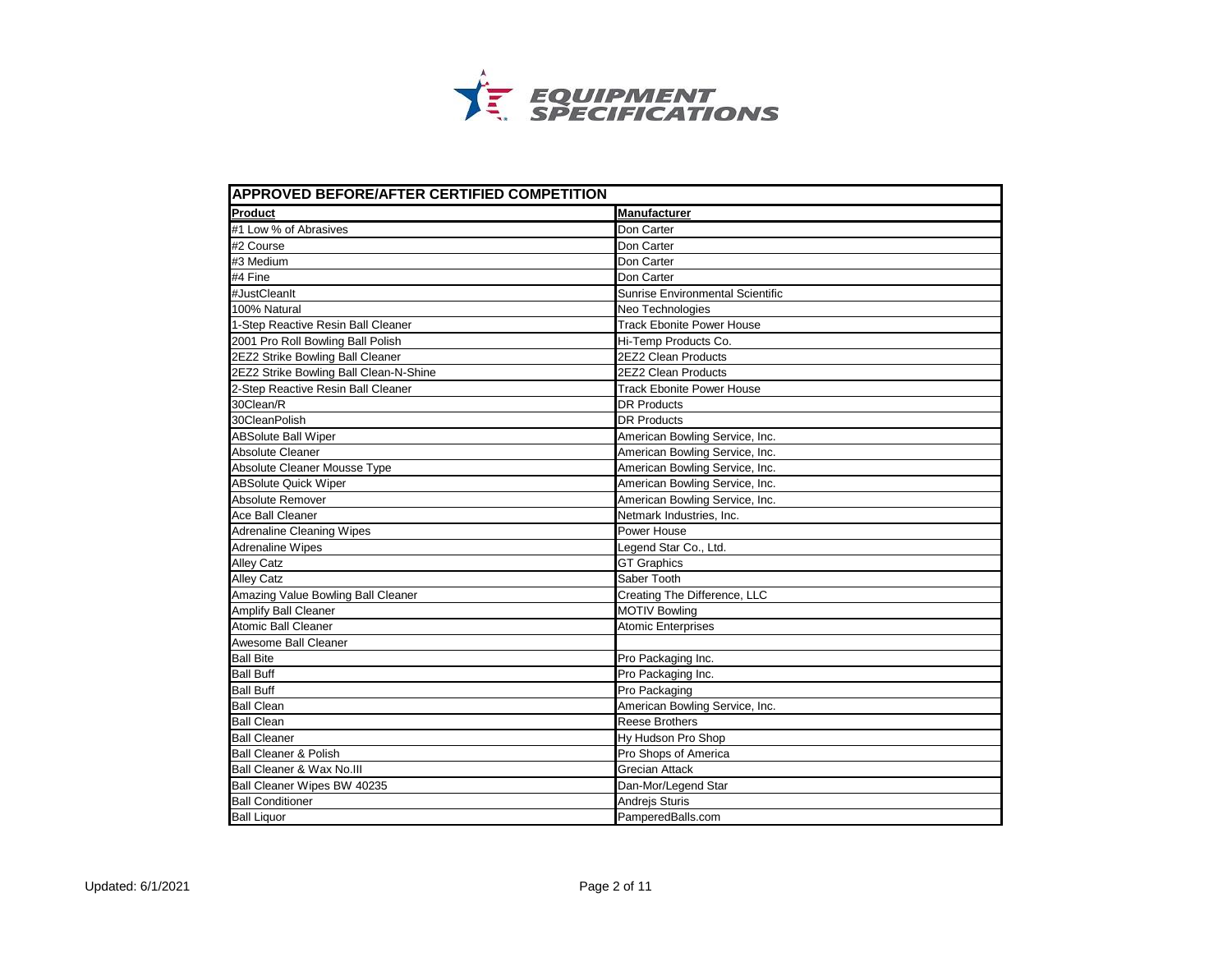# EQUIPMENT SPECIFICATIONS

| APPROVED BEFORE/AFTER CERTIFIED COMPETITION | |
|---|---|
| **Product** | **Manufacturer** |
| #1 Low % of Abrasives | Don Carter |
| #2 Course | Don Carter |
| #3 Medium | Don Carter |
| #4 Fine | Don Carter |
| #JustCleanIt | Sunrise Environmental Scientific |
| 100% Natural | Neo Technologies |
| 1-Step Reactive Resin Ball Cleaner | Track Ebonite Power House |
| 2001 Pro Roll Bowling Ball Polish | Hi-Temp Products Co. |
| 2EZ2 Strike Bowling Ball Cleaner | 2EZ2 Clean Products |
| 2EZ2 Strike Bowling Ball Clean-N-Shine | 2EZ2 Clean Products |
| 2-Step Reactive Resin Ball Cleaner | Track Ebonite Power House |
| 30Clean/R | DR Products |
| 30CleanPolish | DR Products |
| ABSolute Ball Wiper | American Bowling Service, Inc. |
| Absolute Cleaner | American Bowling Service, Inc. |
| Absolute Cleaner Mousse Type | American Bowling Service, Inc. |
| ABSolute Quick Wiper | American Bowling Service, Inc. |
| Absolute Remover | American Bowling Service, Inc. |
| Ace Ball Cleaner | Netmark Industries, Inc. |
| Adrenaline Cleaning Wipes | Power House |
| Adrenaline Wipes | Legend Star Co., Ltd. |
| Alley Catz | GT Graphics |
| Alley Catz | Saber Tooth |
| Amazing Value Bowling Ball Cleaner | Creating The Difference, LLC |
| Amplify Ball Cleaner | MOTIV Bowling |
| Atomic Ball Cleaner | Atomic Enterprises |
| Awesome Ball Cleaner | |
| Ball Bite | Pro Packaging Inc. |
| Ball Buff | Pro Packaging Inc. |
| Ball Buff | Pro Packaging |
| Ball Clean | American Bowling Service, Inc. |
| Ball Clean | Reese Brothers |
| Ball Cleaner | Hy Hudson Pro Shop |
| Ball Cleaner & Polish | Pro Shops of America |
| Ball Cleaner & Wax No.III | Grecian Attack |
| Ball Cleaner Wipes BW 40235 | Dan-Mor/Legend Star |
| Ball Conditioner | Andrejs Sturis |
| Ball Liquor | PamperedBalls.com |

Updated: 6/1/2021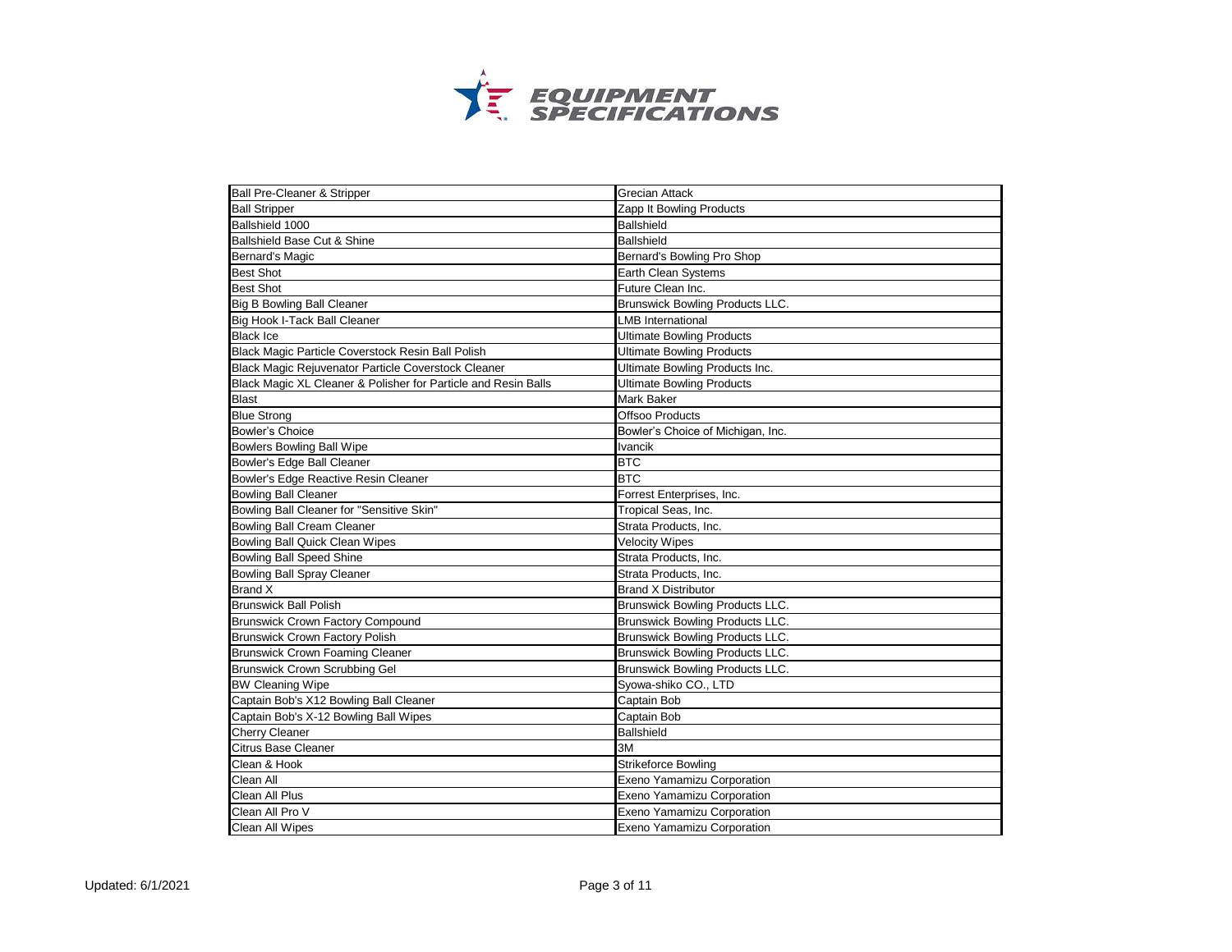# EQUIPMENT SPECIFICATIONS

| | |
|---|---|
| Ball Pre-Cleaner & Stripper | Grecian Attack |
| Ball Stripper | Zapp It Bowling Products |
| Ballshield 1000 | Ballshield |
| Ballshield Base Cut & Shine | Ballshield |
| Bernard's Magic | Bernard's Bowling Pro Shop |
| Best Shot | Earth Clean Systems |
| Best Shot | Future Clean Inc. |
| Big B Bowling Ball Cleaner | Brunswick Bowling Products LLC. |
| Big Hook I-Tack Ball Cleaner | LMB International |
| Black Ice | Ultimate Bowling Products |
| Black Magic Particle Coverstock Resin Ball Polish | Ultimate Bowling Products |
| Black Magic Rejuvenator Particle Coverstock Cleaner | Ultimate Bowling Products Inc. |
| Black Magic XL Cleaner & Polisher for Particle and Resin Balls | Ultimate Bowling Products |
| Blast | Mark Baker |
| Blue Strong | Offsoo Products |
| Bowler's Choice | Bowler's Choice of Michigan, Inc. |
| Bowlers Bowling Ball Wipe | Ivancik |
| Bowler's Edge Ball Cleaner | BTC |
| Bowler's Edge Reactive Resin Cleaner | BTC |
| Bowling Ball Cleaner | Forrest Enterprises, Inc. |
| Bowling Ball Cleaner for "Sensitive Skin" | Tropical Seas, Inc. |
| Bowling Ball Cream Cleaner | Strata Products, Inc. |
| Bowling Ball Quick Clean Wipes | Velocity Wipes |
| Bowling Ball Speed Shine | Strata Products, Inc. |
| Bowling Ball Spray Cleaner | Strata Products, Inc. |
| Brand X | Brand X Distributor |
| Brunswick Ball Polish | Brunswick Bowling Products LLC. |
| Brunswick Crown Factory Compound | Brunswick Bowling Products LLC. |
| Brunswick Crown Factory Polish | Brunswick Bowling Products LLC. |
| Brunswick Crown Foaming Cleaner | Brunswick Bowling Products LLC. |
| Brunswick Crown Scrubbing Gel | Brunswick Bowling Products LLC. |
| BW Cleaning Wipe | Syowa-shiko CO., LTD |
| Captain Bob's X12 Bowling Ball Cleaner | Captain Bob |
| Captain Bob's X-12 Bowling Ball Wipes | Captain Bob |
| Cherry Cleaner | Ballshield |
| Citrus Base Cleaner | 3M |
| Clean & Hook | Strikeforce Bowling |
| Clean All | Exeno Yamamizu Corporation |
| Clean All Plus | Exeno Yamamizu Corporation |
| Clean All Pro V | Exeno Yamamizu Corporation |
| Clean All Wipes | Exeno Yamamizu Corporation |

Updated: 6/1/2021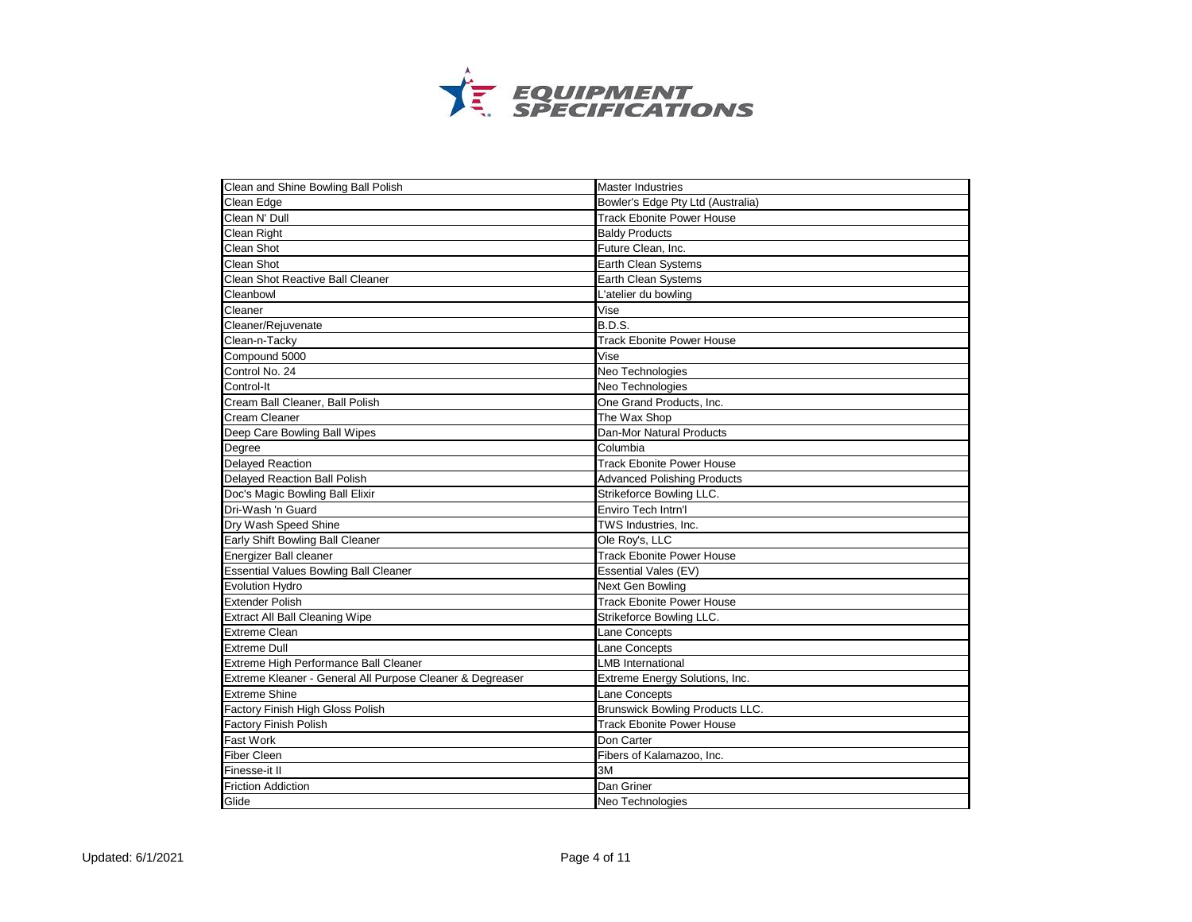# EQUIPMENT SPECIFICATIONS

| | |
|---|---|
| Clean and Shine Bowling Ball Polish | Master Industries |
| Clean Edge | Bowler's Edge Pty Ltd (Australia) |
| Clean N' Dull | Track Ebonite Power House |
| Clean Right | Baldy Products |
| Clean Shot | Future Clean, Inc. |
| Clean Shot | Earth Clean Systems |
| Clean Shot Reactive Ball Cleaner | Earth Clean Systems |
| Cleanbowl | L'atelier du bowling |
| Cleaner | Vise |
| Cleaner/Rejuvenate | B.D.S. |
| Clean-n-Tacky | Track Ebonite Power House |
| Compound 5000 | Vise |
| Control No. 24 | Neo Technologies |
| Control-It | Neo Technologies |
| Cream Ball Cleaner, Ball Polish | One Grand Products, Inc. |
| Cream Cleaner | The Wax Shop |
| Deep Care Bowling Ball Wipes | Dan-Mor Natural Products |
| Degree | Columbia |
| Delayed Reaction | Track Ebonite Power House |
| Delayed Reaction Ball Polish | Advanced Polishing Products |
| Doc's Magic Bowling Ball Elixir | Strikeforce Bowling LLC. |
| Dri-Wash 'n Guard | Enviro Tech Intrn'l |
| Dry Wash Speed Shine | TWS Industries, Inc. |
| Early Shift Bowling Ball Cleaner | Ole Roy's, LLC |
| Energizer Ball cleaner | Track Ebonite Power House |
| Essential Values Bowling Ball Cleaner | Essential Vales (EV) |
| Evolution Hydro | Next Gen Bowling |
| Extender Polish | Track Ebonite Power House |
| Extract All Ball Cleaning Wipe | Strikeforce Bowling LLC. |
| Extreme Clean | Lane Concepts |
| Extreme Dull | Lane Concepts |
| Extreme High Performance Ball Cleaner | LMB International |
| Extreme Kleaner - General All Purpose Cleaner & Degreaser | Extreme Energy Solutions, Inc. |
| Extreme Shine | Lane Concepts |
| Factory Finish High Gloss Polish | Brunswick Bowling Products LLC. |
| Factory Finish Polish | Track Ebonite Power House |
| Fast Work | Don Carter |
| Fiber Cleen | Fibers of Kalamazoo, Inc. |
| Finesse-it II | 3M |
| Friction Addiction | Dan Griner |
| Glide | Neo Technologies |

Updated: 6/1/2021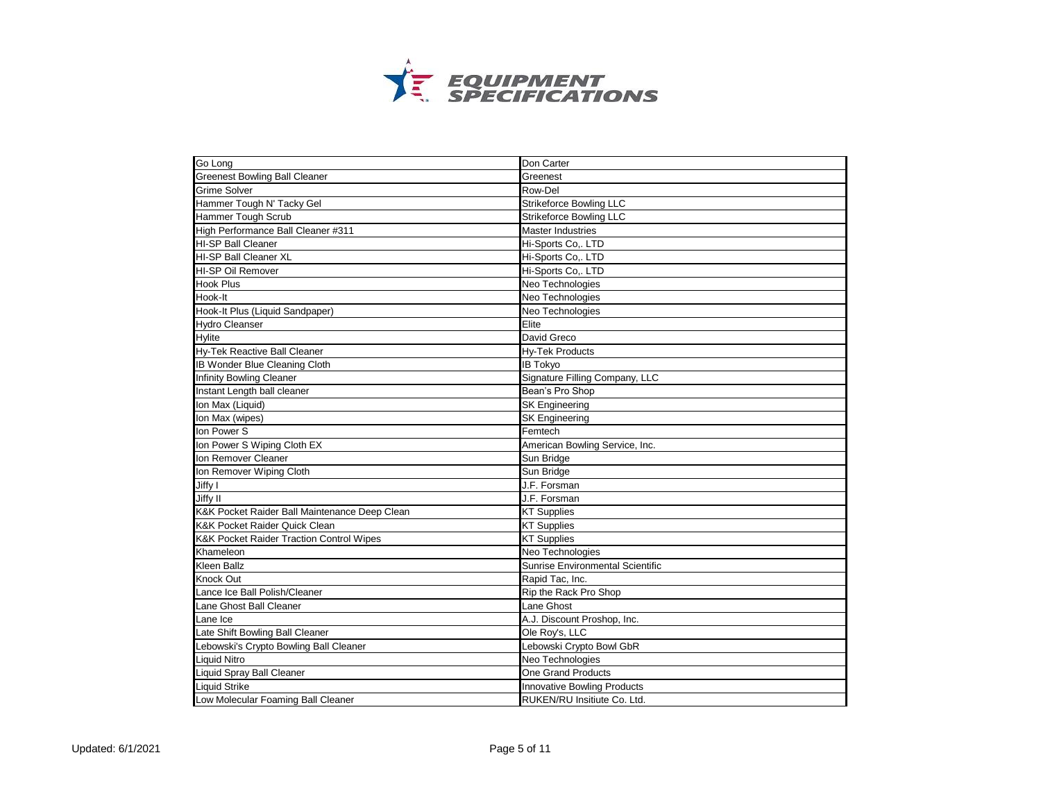# EQUIPMENT SPECIFICATIONS

| | |
|---|---|
| Go Long | Don Carter |
| Greenest Bowling Ball Cleaner | Greenest |
| Grime Solver | Row-Del |
| Hammer Tough N' Tacky Gel | Strikeforce Bowling LLC |
| Hammer Tough Scrub | Strikeforce Bowling LLC |
| High Performance Ball Cleaner #311 | Master Industries |
| HI-SP Ball Cleaner | Hi-Sports Co,. LTD |
| HI-SP Ball Cleaner XL | Hi-Sports Co,. LTD |
| HI-SP Oil Remover | Hi-Sports Co,. LTD |
| Hook Plus | Neo Technologies |
| Hook-It | Neo Technologies |
| Hook-It Plus (Liquid Sandpaper) | Neo Technologies |
| Hydro Cleanser | Elite |
| Hylite | David Greco |
| Hy-Tek Reactive Ball Cleaner | Hy-Tek Products |
| IB Wonder Blue Cleaning Cloth | IB Tokyo |
| Infinity Bowling Cleaner | Signature Filling Company, LLC |
| Instant Length ball cleaner | Bean's Pro Shop |
| Ion Max (Liquid) | SK Engineering |
| Ion Max (wipes) | SK Engineering |
| Ion Power S | Femtech |
| Ion Power S Wiping Cloth EX | American Bowling Service, Inc. |
| Ion Remover Cleaner | Sun Bridge |
| Ion Remover Wiping Cloth | Sun Bridge |
| Jiffy I | J.F. Forsman |
| Jiffy II | J.F. Forsman |
| K&K Pocket Raider Ball Maintenance Deep Clean | KT Supplies |
| K&K Pocket Raider Quick Clean | KT Supplies |
| K&K Pocket Raider Traction Control Wipes | KT Supplies |
| Khameleon | Neo Technologies |
| Kleen Ballz | Sunrise Environmental Scientific |
| Knock Out | Rapid Tac, Inc. |
| Lance Ice Ball Polish/Cleaner | Rip the Rack Pro Shop |
| Lane Ghost Ball Cleaner | Lane Ghost |
| Lane Ice | A.J. Discount Proshop, Inc. |
| Late Shift Bowling Ball Cleaner | Ole Roy's, LLC |
| Lebowski's Crypto Bowling Ball Cleaner | Lebowski Crypto Bowl GbR |
| Liquid Nitro | Neo Technologies |
| Liquid Spray Ball Cleaner | One Grand Products |
| Liquid Strike | Innovative Bowling Products |
| Low Molecular Foaming Ball Cleaner | RUKEN/RU Insitiute Co. Ltd. |

Updated: 6/1/2021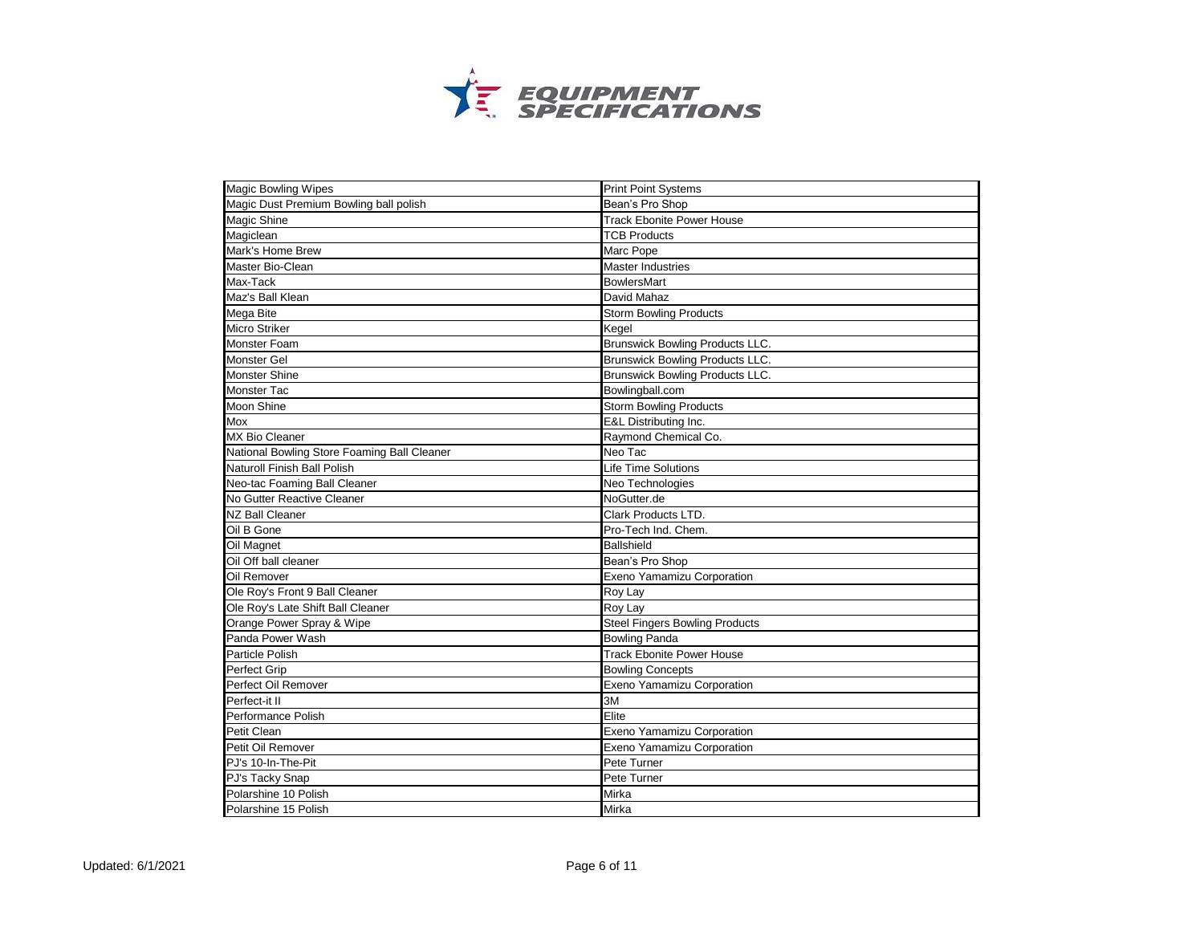# EQUIPMENT SPECIFICATIONS

| | |
|---|---|
| Magic Bowling Wipes | Print Point Systems |
| Magic Dust Premium Bowling ball polish | Bean's Pro Shop |
| Magic Shine | Track Ebonite Power House |
| Magiclean | TCB Products |
| Mark's Home Brew | Marc Pope |
| Master Bio-Clean | Master Industries |
| Max-Tack | BowlersMart |
| Maz's Ball Klean | David Mahaz |
| Mega Bite | Storm Bowling Products |
| Micro Striker | Kegel |
| Monster Foam | Brunswick Bowling Products LLC. |
| Monster Gel | Brunswick Bowling Products LLC. |
| Monster Shine | Brunswick Bowling Products LLC. |
| Monster Tac | Bowlingball.com |
| Moon Shine | Storm Bowling Products |
| Mox | E&L Distributing Inc. |
| MX Bio Cleaner | Raymond Chemical Co. |
| National Bowling Store Foaming Ball Cleaner | Neo Tac |
| Naturoll Finish Ball Polish | Life Time Solutions |
| Neo-tac Foaming Ball Cleaner | Neo Technologies |
| No Gutter Reactive Cleaner | NoGutter.de |
| NZ Ball Cleaner | Clark Products LTD. |
| Oil B Gone | Pro-Tech Ind. Chem. |
| Oil Magnet | Ballshield |
| Oil Off ball cleaner | Bean's Pro Shop |
| Oil Remover | Exeno Yamamizu Corporation |
| Ole Roy's Front 9 Ball Cleaner | Roy Lay |
| Ole Roy's Late Shift Ball Cleaner | Roy Lay |
| Orange Power Spray & Wipe | Steel Fingers Bowling Products |
| Panda Power Wash | Bowling Panda |
| Particle Polish | Track Ebonite Power House |
| Perfect Grip | Bowling Concepts |
| Perfect Oil Remover | Exeno Yamamizu Corporation |
| Perfect-it II | 3M |
| Performance Polish | Elite |
| Petit Clean | Exeno Yamamizu Corporation |
| Petit Oil Remover | Exeno Yamamizu Corporation |
| PJ's 10-In-The-Pit | Pete Turner |
| PJ's Tacky Snap | Pete Turner |
| Polarshine 10 Polish | Mirka |
| Polarshine 15 Polish | Mirka |

Updated: 6/1/2021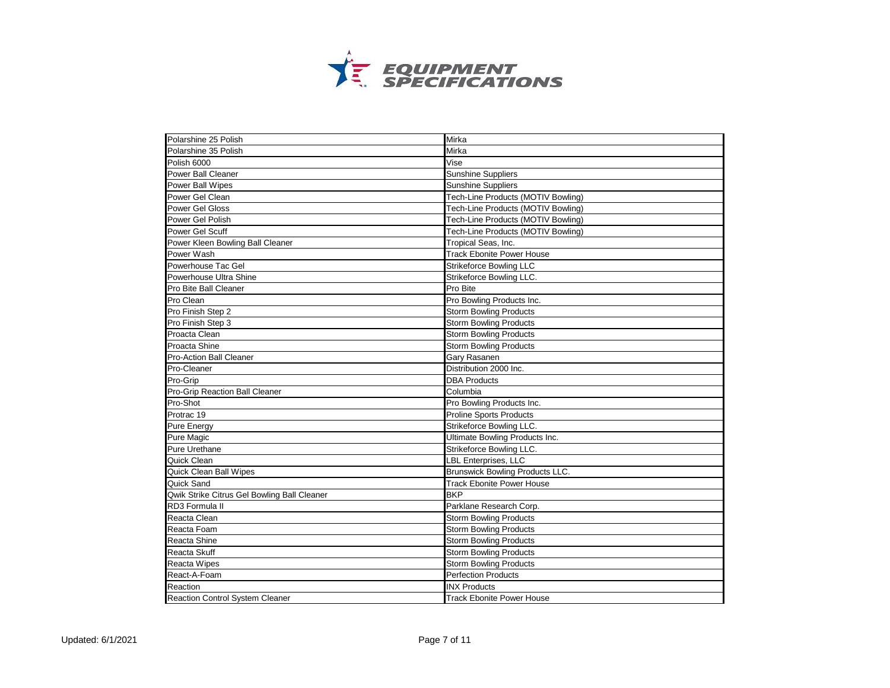# EQUIPMENT SPECIFICATIONS

| Polarshine 25 Polish | Mirka |
|---|---|
| Polarshine 35 Polish | Mirka |
| Polish 6000 | Vise |
| Power Ball Cleaner | Sunshine Suppliers |
| Power Ball Wipes | Sunshine Suppliers |
| Power Gel Clean | Tech-Line Products (MOTIV Bowling) |
| Power Gel Gloss | Tech-Line Products (MOTIV Bowling) |
| Power Gel Polish | Tech-Line Products (MOTIV Bowling) |
| Power Gel Scuff | Tech-Line Products (MOTIV Bowling) |
| Power Kleen Bowling Ball Cleaner | Tropical Seas, Inc. |
| Power Wash | Track Ebonite Power House |
| Powerhouse Tac Gel | Strikeforce Bowling LLC |
| Powerhouse Ultra Shine | Strikeforce Bowling LLC. |
| Pro Bite Ball Cleaner | Pro Bite |
| Pro Clean | Pro Bowling Products Inc. |
| Pro Finish Step 2 | Storm Bowling Products |
| Pro Finish Step 3 | Storm Bowling Products |
| Proacta Clean | Storm Bowling Products |
| Proacta Shine | Storm Bowling Products |
| Pro-Action Ball Cleaner | Gary Rasanen |
| Pro-Cleaner | Distribution 2000 Inc. |
| Pro-Grip | DBA Products |
| Pro-Grip Reaction Ball Cleaner | Columbia |
| Pro-Shot | Pro Bowling Products Inc. |
| Protrac 19 | Proline Sports Products |
| Pure Energy | Strikeforce Bowling LLC. |
| Pure Magic | Ultimate Bowling Products Inc. |
| Pure Urethane | Strikeforce Bowling LLC. |
| Quick Clean | LBL Enterprises, LLC |
| Quick Clean Ball Wipes | Brunswick Bowling Products LLC. |
| Quick Sand | Track Ebonite Power House |
| Qwik Strike Citrus Gel Bowling Ball Cleaner | BKP |
| RD3 Formula II | Parklane Research Corp. |
| Reacta Clean | Storm Bowling Products |
| Reacta Foam | Storm Bowling Products |
| Reacta Shine | Storm Bowling Products |
| Reacta Skuff | Storm Bowling Products |
| Reacta Wipes | Storm Bowling Products |
| React-A-Foam | Perfection Products |
| Reaction | INX Products |
| Reaction Control System Cleaner | Track Ebonite Power House |

Updated: 6/1/2021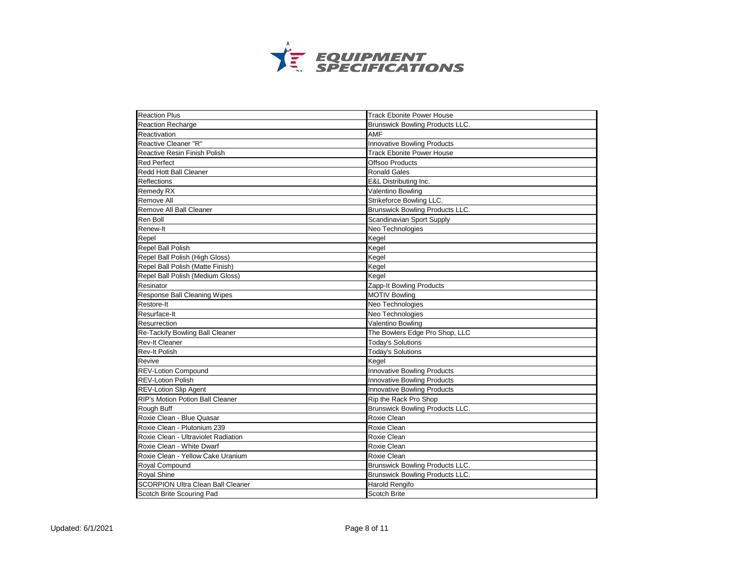# EQUIPMENT SPECIFICATIONS

| | |
|---|---|
| Reaction Plus | Track Ebonite Power House |
| Reaction Recharge | Brunswick Bowling Products LLC. |
| Reactivation | AMF |
| Reactive Cleaner "R" | Innovative Bowling Products |
| Reactive Resin Finish Polish | Track Ebonite Power House |
| Red Perfect | Offsoo Products |
| Redd Hott Ball Cleaner | Ronald Gales |
| Reflections | E&L Distributing Inc. |
| Remedy RX | Valentino Bowling |
| Remove All | Strikeforce Bowling LLC. |
| Remove All Ball Cleaner | Brunswick Bowling Products LLC. |
| Ren Boll | Scandinavian Sport Supply |
| Renew-It | Neo Technologies |
| Repel | Kegel |
| Repel Ball Polish | Kegel |
| Repel Ball Polish (High Gloss) | Kegel |
| Repel Ball Polish (Matte Finish) | Kegel |
| Repel Ball Polish (Medium Gloss) | Kegel |
| Resinator | Zapp-It Bowling Products |
| Response Ball Cleaning Wipes | MOTIV Bowling |
| Restore-It | Neo Technologies |
| Resurface-It | Neo Technologies |
| Resurrection | Valentino Bowling |
| Re-Tackify Bowling Ball Cleaner | The Bowlers Edge Pro Shop, LLC |
| Rev-It Cleaner | Today's Solutions |
| Rev-It Polish | Today's Solutions |
| Revive | Kegel |
| REV-Lotion Compound | Innovative Bowling Products |
| REV-Lotion Polish | Innovative Bowling Products |
| REV-Lotion Slip Agent | Innovative Bowling Products |
| RIP's Motion Potion Ball Cleaner | Rip the Rack Pro Shop |
| Rough Buff | Brunswick Bowling Products LLC. |
| Roxie Clean - Blue Quasar | Roxie Clean |
| Roxie Clean - Plutonium 239 | Roxie Clean |
| Roxie Clean - Ultraviolet Radiation | Roxie Clean |
| Roxie Clean - White Dwarf | Roxie Clean |
| Roxie Clean - Yellow Cake Uranium | Roxie Clean |
| Royal Compound | Brunswick Bowling Products LLC. |
| Royal Shine | Brunswick Bowling Products LLC. |
| SCORPION Ultra Clean Ball Cleaner | Harold Rengifo |
| Scotch Brite Scouring Pad | Scotch Brite |

Updated: 6/1/2021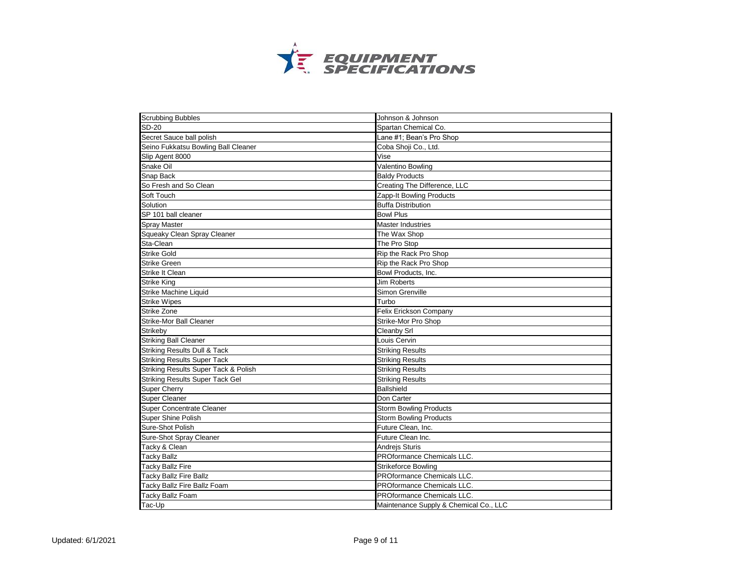# EQUIPMENT SPECIFICATIONS

| | |
|---|---|
| Scrubbing Bubbles | Johnson & Johnson |
| SD-20 | Spartan Chemical Co. |
| Secret Sauce ball polish | Lane #1; Bean's Pro Shop |
| Seino Fukkatsu Bowling Ball Cleaner | Coba Shoji Co., Ltd. |
| Slip Agent 8000 | Vise |
| Snake Oil | Valentino Bowling |
| Snap Back | Baldy Products |
| So Fresh and So Clean | Creating The Difference, LLC |
| Soft Touch | Zapp-It Bowling Products |
| Solution | Buffa Distribution |
| SP 101 ball cleaner | Bowl Plus |
| Spray Master | Master Industries |
| Squeaky Clean Spray Cleaner | The Wax Shop |
| Sta-Clean | The Pro Stop |
| Strike Gold | Rip the Rack Pro Shop |
| Strike Green | Rip the Rack Pro Shop |
| Strike It Clean | Bowl Products, Inc. |
| Strike King | Jim Roberts |
| Strike Machine Liquid | Simon Grenville |
| Strike Wipes | Turbo |
| Strike Zone | Felix Erickson Company |
| Strike-Mor Ball Cleaner | Strike-Mor Pro Shop |
| Strikeby | Cleanby Srl |
| Striking Ball Cleaner | Louis Cervin |
| Striking Results Dull & Tack | Striking Results |
| Striking Results Super Tack | Striking Results |
| Striking Results Super Tack & Polish | Striking Results |
| Striking Results Super Tack Gel | Striking Results |
| Super Cherry | Ballshield |
| Super Cleaner | Don Carter |
| Super Concentrate Cleaner | Storm Bowling Products |
| Super Shine Polish | Storm Bowling Products |
| Sure-Shot Polish | Future Clean, Inc. |
| Sure-Shot Spray Cleaner | Future Clean Inc. |
| Tacky & Clean | Andrejs Sturis |
| Tacky Ballz | PROformance Chemicals LLC. |
| Tacky Ballz Fire | Strikeforce Bowling |
| Tacky Ballz Fire Ballz | PROformance Chemicals LLC. |
| Tacky Ballz Fire Ballz Foam | PROformance Chemicals LLC. |
| Tacky Ballz Foam | PROformance Chemicals LLC. |
| Tac-Up | Maintenance Supply & Chemical Co., LLC |

Updated: 6/1/2021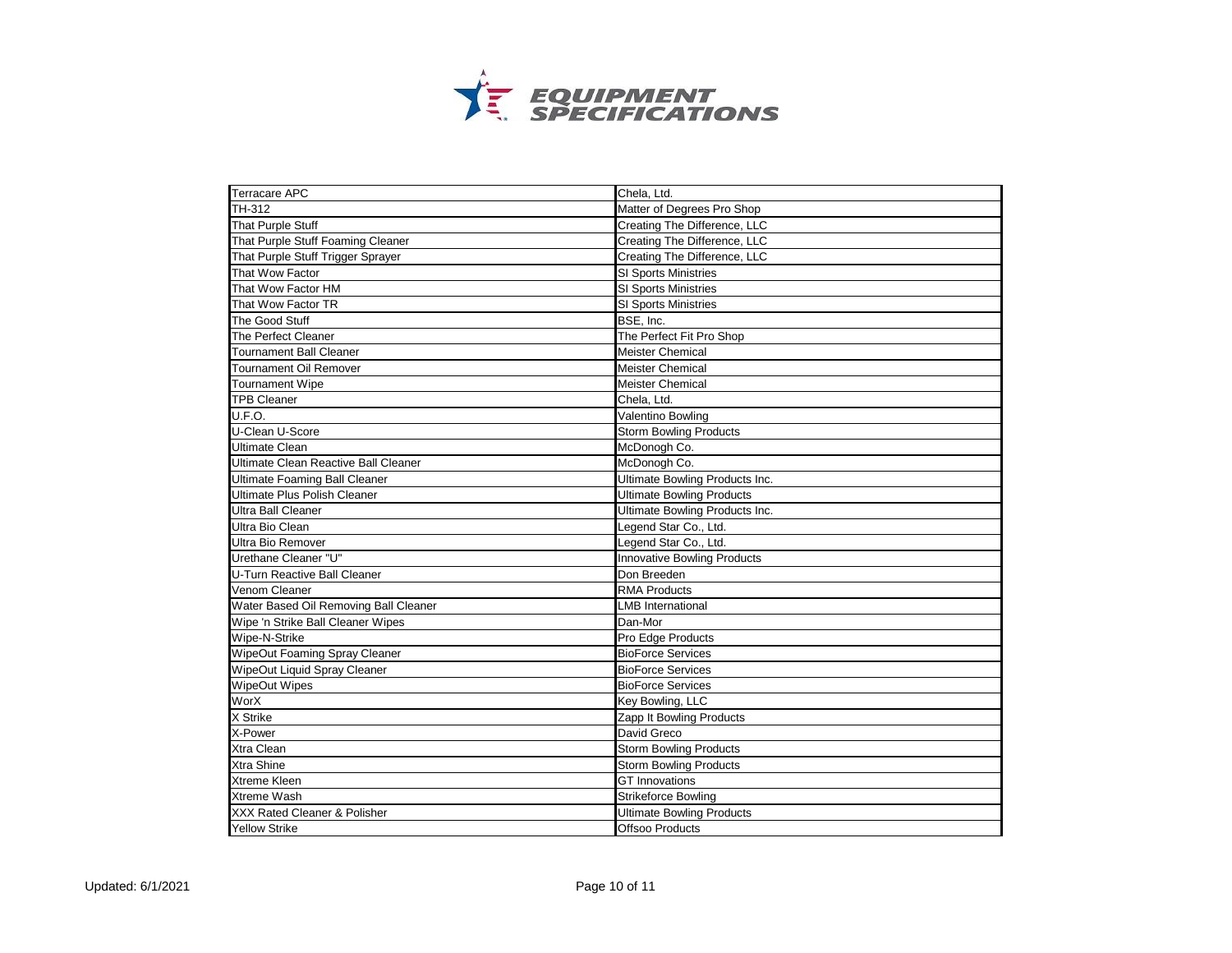# EQUIPMENT SPECIFICATIONS

| | |
|---|---|
| Terracare APC | Chela, Ltd. |
| TH-312 | Matter of Degrees Pro Shop |
| That Purple Stuff | Creating The Difference, LLC |
| That Purple Stuff Foaming Cleaner | Creating The Difference, LLC |
| That Purple Stuff Trigger Sprayer | Creating The Difference, LLC |
| That Wow Factor | SI Sports Ministries |
| That Wow Factor HM | SI Sports Ministries |
| That Wow Factor TR | SI Sports Ministries |
| The Good Stuff | BSE, Inc. |
| The Perfect Cleaner | The Perfect Fit Pro Shop |
| Tournament Ball Cleaner | Meister Chemical |
| Tournament Oil Remover | Meister Chemical |
| Tournament Wipe | Meister Chemical |
| TPB Cleaner | Chela, Ltd. |
| U.F.O. | Valentino Bowling |
| U-Clean U-Score | Storm Bowling Products |
| Ultimate Clean | McDonogh Co. |
| Ultimate Clean Reactive Ball Cleaner | McDonogh Co. |
| Ultimate Foaming Ball Cleaner | Ultimate Bowling Products Inc. |
| Ultimate Plus Polish Cleaner | Ultimate Bowling Products |
| Ultra Ball Cleaner | Ultimate Bowling Products Inc. |
| Ultra Bio Clean | Legend Star Co., Ltd. |
| Ultra Bio Remover | Legend Star Co., Ltd. |
| Urethane Cleaner "U" | Innovative Bowling Products |
| U-Turn Reactive Ball Cleaner | Don Breeden |
| Venom Cleaner | RMA Products |
| Water Based Oil Removing Ball Cleaner | LMB International |
| Wipe 'n Strike Ball Cleaner Wipes | Dan-Mor |
| Wipe-N-Strike | Pro Edge Products |
| WipeOut Foaming Spray Cleaner | BioForce Services |
| WipeOut Liquid Spray Cleaner | BioForce Services |
| WipeOut Wipes | BioForce Services |
| WorX | Key Bowling, LLC |
| X Strike | Zapp It Bowling Products |
| X-Power | David Greco |
| Xtra Clean | Storm Bowling Products |
| Xtra Shine | Storm Bowling Products |
| Xtreme Kleen | GT Innovations |
| Xtreme Wash | Strikeforce Bowling |
| XXX Rated Cleaner & Polisher | Ultimate Bowling Products |
| Yellow Strike | Offsoo Products |

Updated: 6/1/2021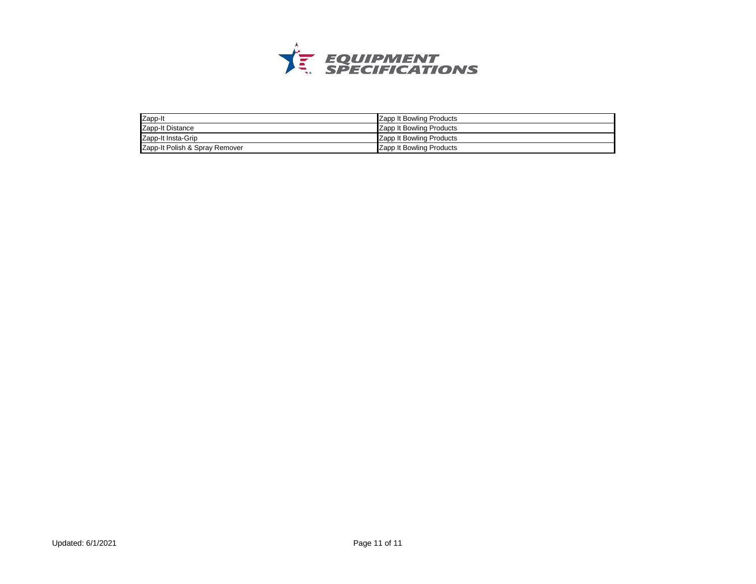# EQUIPMENT SPECIFICATIONS

| | |
|---|---|
| Zapp-It | Zapp It Bowling Products |
| Zapp-It Distance | Zapp It Bowling Products |
| Zapp-It Insta-Grip | Zapp It Bowling Products |
| Zapp-It Polish & Spray Remover | Zapp It Bowling Products |

Updated: 6/1/2021